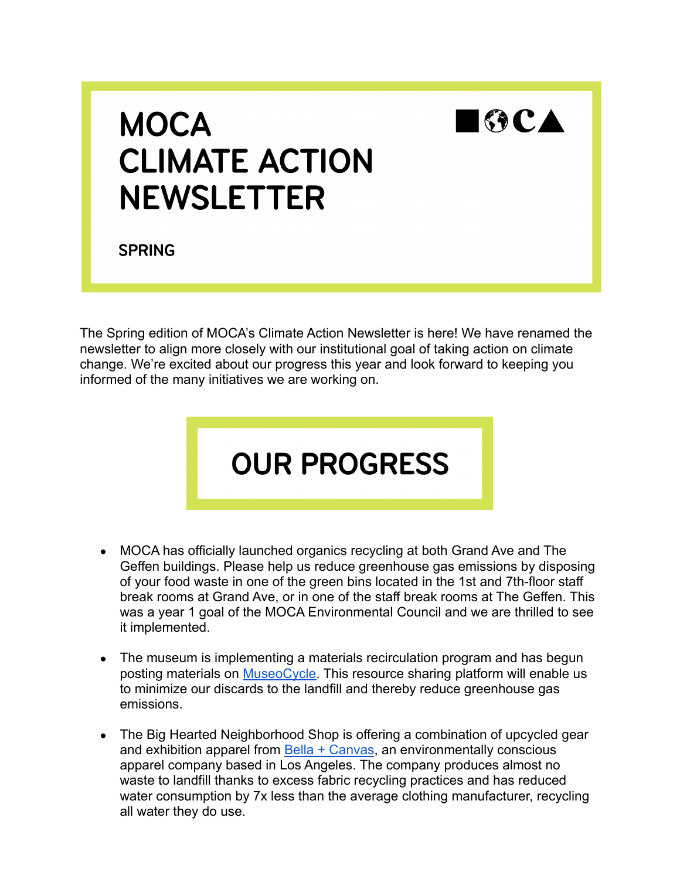# MOCA CLIMATE ACTION NEWSLETTER

**SPRING**

The Spring edition of MOCA's Climate Action Newsletter is here! We have renamed the newsletter to align more closely with our institutional goal of taking action on climate change. We're excited about our progress this year and look forward to keeping you informed of the many initiatives we are working on.

## OUR PROGRESS

- MOCA has officially launched organics recycling at both Grand Ave and The Geffen buildings. Please help us reduce greenhouse gas emissions by disposing of your food waste in one of the green bins located in the 1st and 7th-floor staff break rooms at Grand Ave, or in one of the staff break rooms at The Geffen. This was a year 1 goal of the MOCA Environmental Council and we are thrilled to see it implemented.

- The museum is implementing a materials recirculation program and has begun posting materials on MuseoCycle. This resource sharing platform will enable us to minimize our discards to the landfill and thereby reduce greenhouse gas emissions.

- The Big Hearted Neighborhood Shop is offering a combination of upcycled gear and exhibition apparel from Bella + Canvas, an environmentally conscious apparel company based in Los Angeles. The company produces almost no waste to landfill thanks to excess fabric recycling practices and has reduced water consumption by 7x less than the average clothing manufacturer, recycling all water they do use.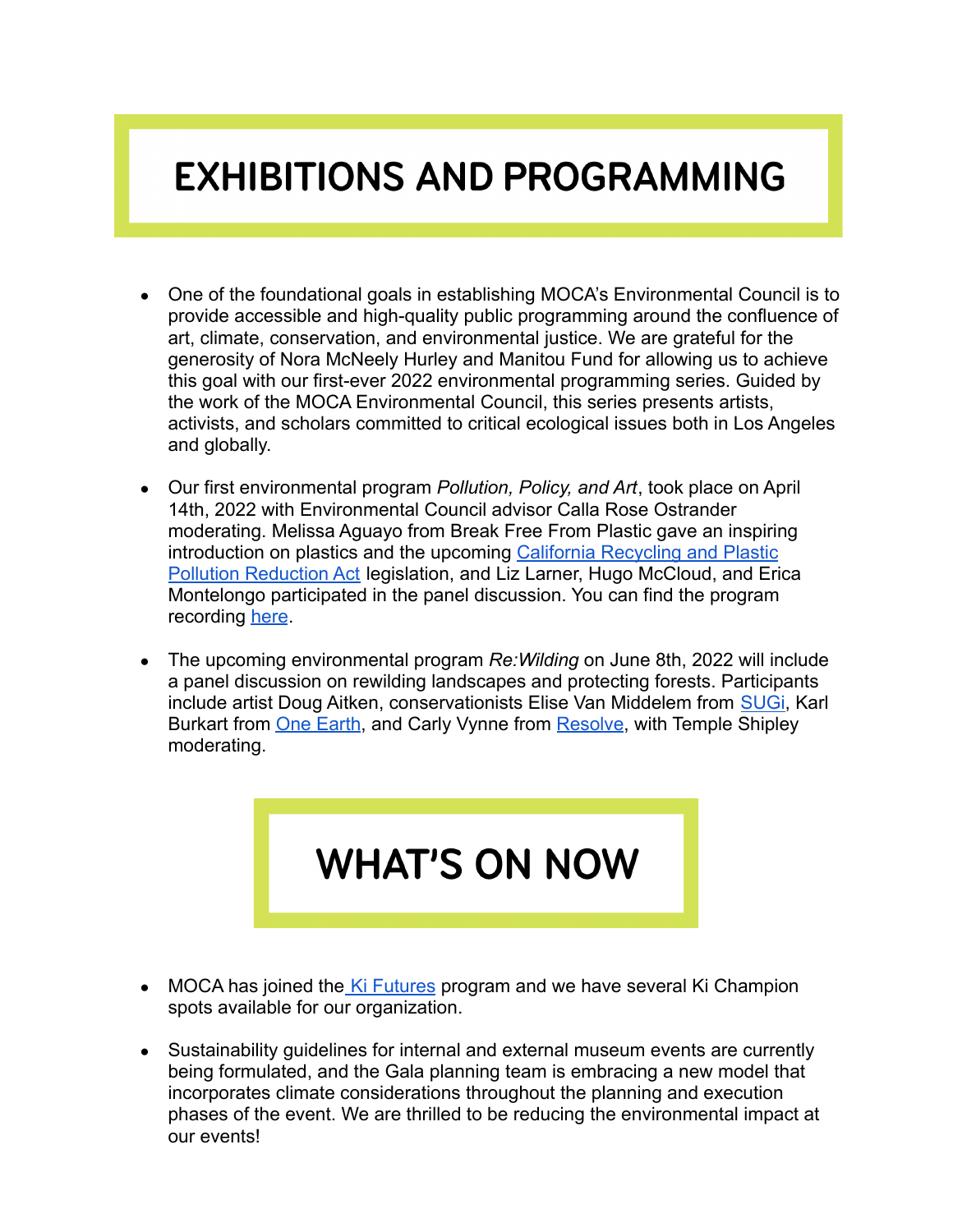# EXHIBITIONS AND PROGRAMMING

- One of the foundational goals in establishing MOCA's Environmental Council is to provide accessible and high-quality public programming around the confluence of art, climate, conservation, and environmental justice. We are grateful for the generosity of Nora McNeely Hurley and Manitou Fund for allowing us to achieve this goal with our first-ever 2022 environmental programming series. Guided by the work of the MOCA Environmental Council, this series presents artists, activists, and scholars committed to critical ecological issues both in Los Angeles and globally.

- Our first environmental program *Pollution, Policy, and Art*, took place on April 14th, 2022 with Environmental Council advisor Calla Rose Ostrander moderating. Melissa Aguayo from Break Free From Plastic gave an inspiring introduction on plastics and the upcoming California Recycling and Plastic Pollution Reduction Act legislation, and Liz Larner, Hugo McCloud, and Erica Montelongo participated in the panel discussion. You can find the program recording here.

- The upcoming environmental program *Re:Wilding* on June 8th, 2022 will include a panel discussion on rewilding landscapes and protecting forests. Participants include artist Doug Aitken, conservationists Elise Van Middelem from SUGi, Karl Burkart from One Earth, and Carly Vynne from Resolve, with Temple Shipley moderating.

# WHAT'S ON NOW

- MOCA has joined the Ki Futures program and we have several Ki Champion spots available for our organization.

- Sustainability guidelines for internal and external museum events are currently being formulated, and the Gala planning team is embracing a new model that incorporates climate considerations throughout the planning and execution phases of the event. We are thrilled to be reducing the environmental impact at our events!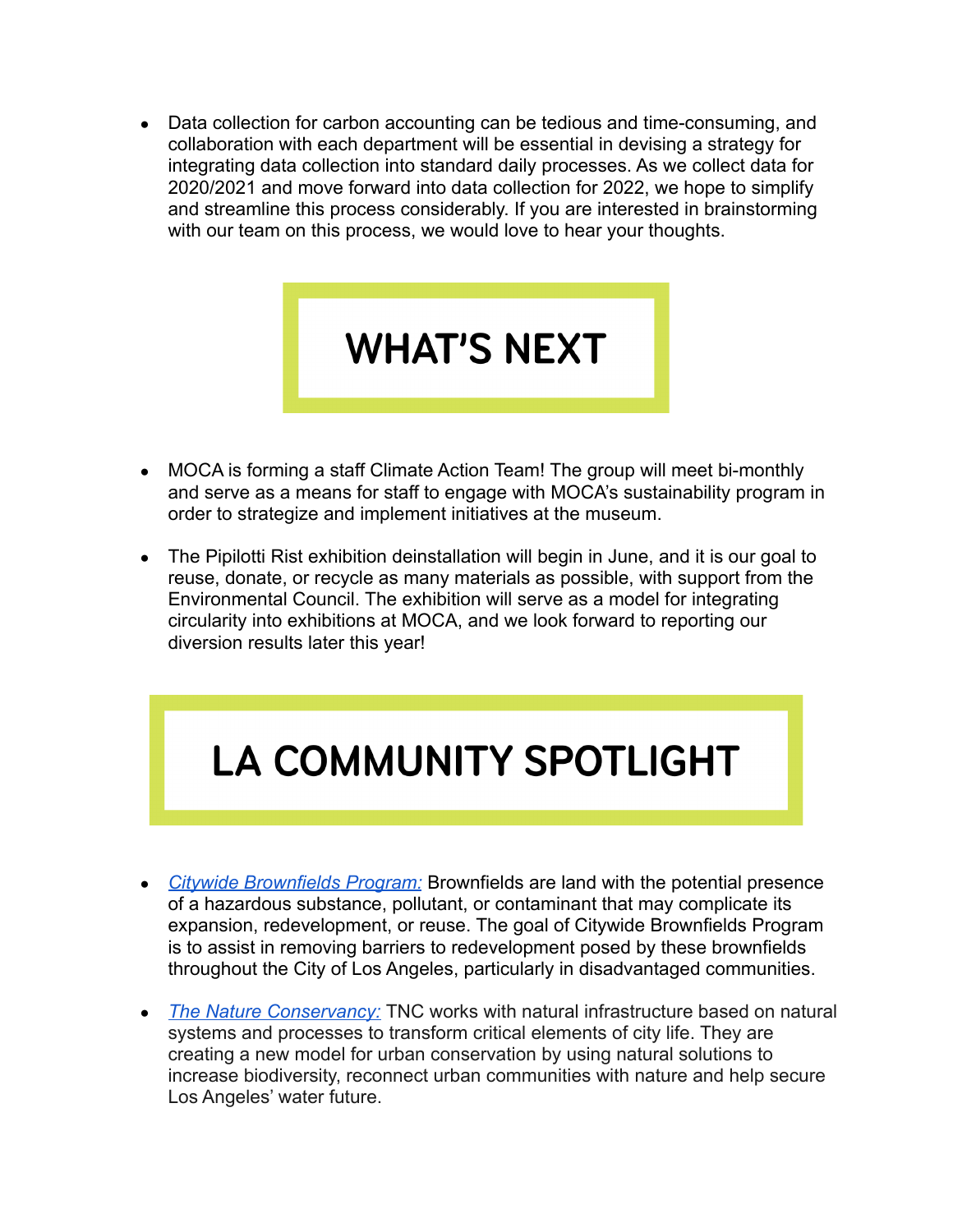- Data collection for carbon accounting can be tedious and time-consuming, and collaboration with each department will be essential in devising a strategy for integrating data collection into standard daily processes. As we collect data for 2020/2021 and move forward into data collection for 2022, we hope to simplify and streamline this process considerably. If you are interested in brainstorming with our team on this process, we would love to hear your thoughts.

## WHAT'S NEXT

- MOCA is forming a staff Climate Action Team! The group will meet bi-monthly and serve as a means for staff to engage with MOCA's sustainability program in order to strategize and implement initiatives at the museum.
- The Pipilotti Rist exhibition deinstallation will begin in June, and it is our goal to reuse, donate, or recycle as many materials as possible, with support from the Environmental Council. The exhibition will serve as a model for integrating circularity into exhibitions at MOCA, and we look forward to reporting our diversion results later this year!

## LA COMMUNITY SPOTLIGHT

- *Citywide Brownfields Program:* Brownfields are land with the potential presence of a hazardous substance, pollutant, or contaminant that may complicate its expansion, redevelopment, or reuse. The goal of Citywide Brownfields Program is to assist in removing barriers to redevelopment posed by these brownfields throughout the City of Los Angeles, particularly in disadvantaged communities.
- *The Nature Conservancy:* TNC works with natural infrastructure based on natural systems and processes to transform critical elements of city life. They are creating a new model for urban conservation by using natural solutions to increase biodiversity, reconnect urban communities with nature and help secure Los Angeles' water future.